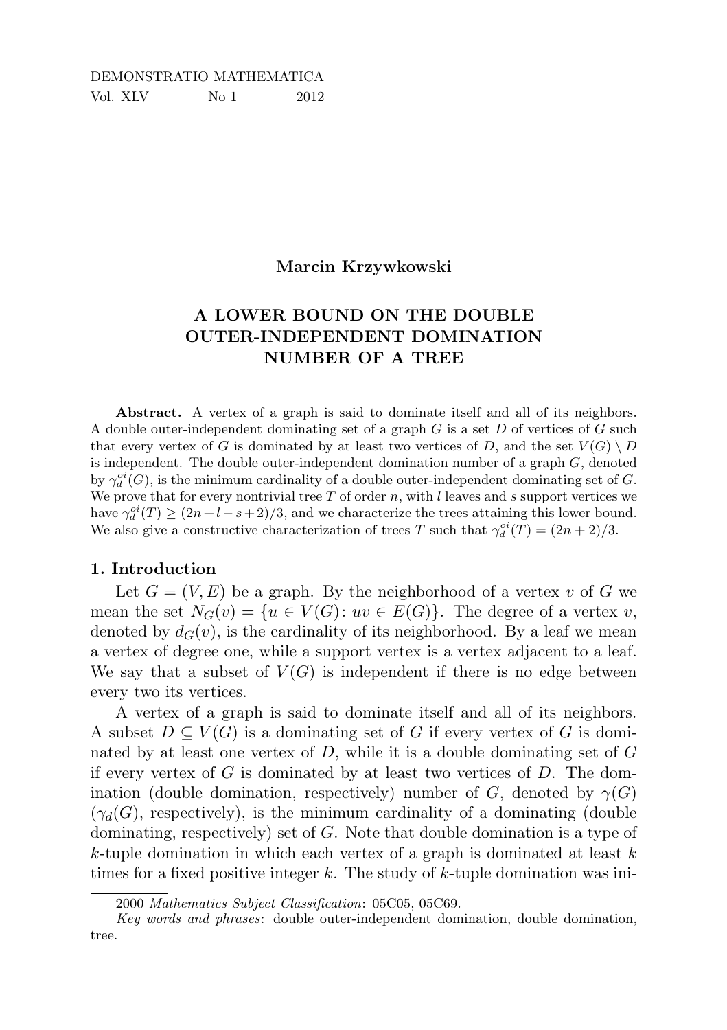DEMONSTRATIO MATHEMATICA
Vol. XLV No 1 2012

**Marcin Krzywkowski**

# A LOWER BOUND ON THE DOUBLE OUTER-INDEPENDENT DOMINATION NUMBER OF A TREE

**Abstract.** A vertex of a graph is said to dominate itself and all of its neighbors. A double outer-independent dominating set of a graph $G$ is a set $D$ of vertices of $G$ such that every vertex of $G$ is dominated by at least two vertices of $D$, and the set $V(G) \setminus D$ is independent. The double outer-independent domination number of a graph $G$, denoted by $\gamma_d^{oi}(G)$, is the minimum cardinality of a double outer-independent dominating set of $G$. We prove that for every nontrivial tree $T$ of order $n$, with $l$ leaves and $s$ support vertices we have $\gamma_d^{oi}(T) \geq (2n+l-s+2)/3$, and we characterize the trees attaining this lower bound. We also give a constructive characterization of trees $T$ such that $\gamma_d^{oi}(T) = (2n+2)/3$.

## 1. Introduction

Let $G = (V, E)$ be a graph. By the neighborhood of a vertex $v$ of $G$ we mean the set $N_G(v) = \{u \in V(G) \colon uv \in E(G)\}$. The degree of a vertex $v$, denoted by $d_G(v)$, is the cardinality of its neighborhood. By a leaf we mean a vertex of degree one, while a support vertex is a vertex adjacent to a leaf. We say that a subset of $V(G)$ is independent if there is no edge between every two its vertices.

A vertex of a graph is said to dominate itself and all of its neighbors. A subset $D \subseteq V(G)$ is a dominating set of $G$ if every vertex of $G$ is dominated by at least one vertex of $D$, while it is a double dominating set of $G$ if every vertex of $G$ is dominated by at least two vertices of $D$. The domination (double domination, respectively) number of $G$, denoted by $\gamma(G)$ ($\gamma_d(G)$, respectively), is the minimum cardinality of a dominating (double dominating, respectively) set of $G$. Note that double domination is a type of $k$-tuple domination in which each vertex of a graph is dominated at least $k$ times for a fixed positive integer $k$. The study of $k$-tuple domination was ini-

2000 *Mathematics Subject Classification*: 05C05, 05C69.

*Key words and phrases*: double outer-independent domination, double domination, tree.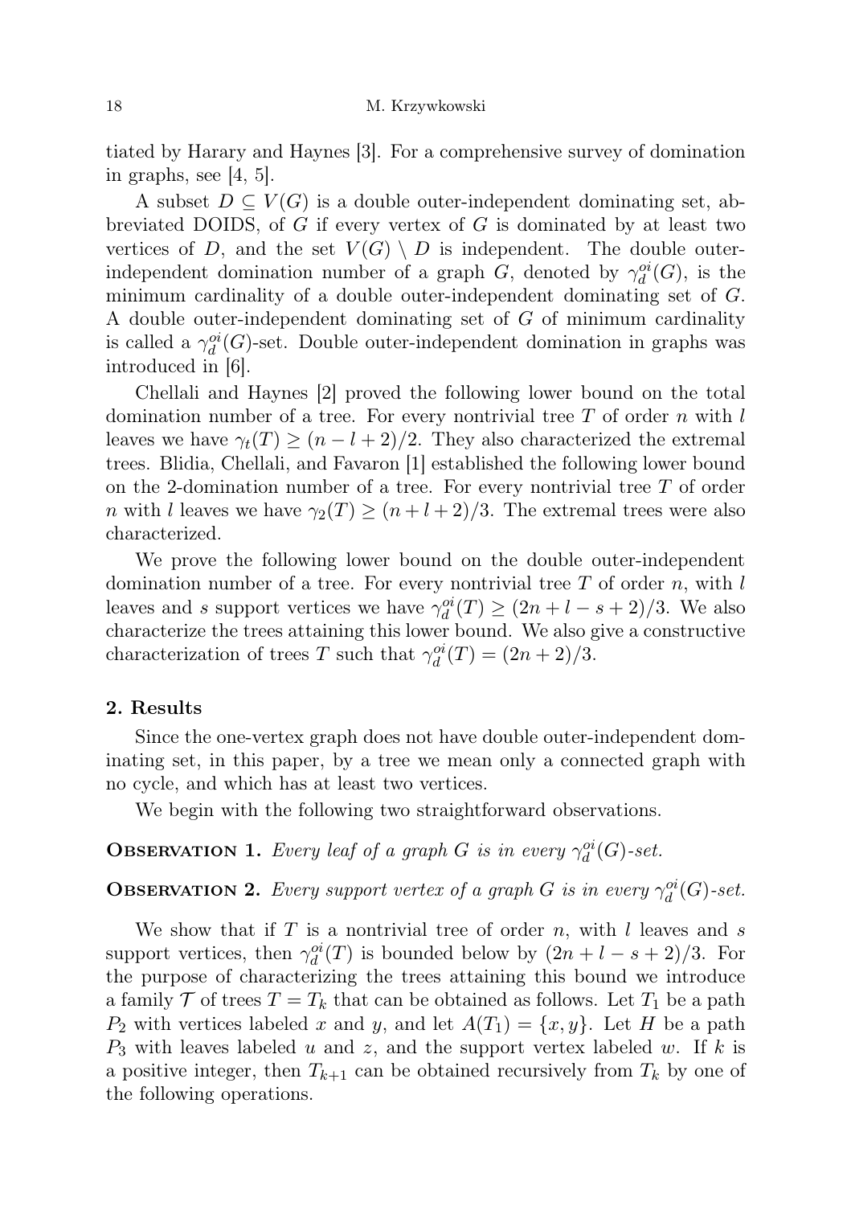tiated by Harary and Haynes [3]. For a comprehensive survey of domination in graphs, see [4, 5].

A subset $D \subseteq V(G)$ is a double outer-independent dominating set, abbreviated DOIDS, of $G$ if every vertex of $G$ is dominated by at least two vertices of $D$, and the set $V(G) \setminus D$ is independent. The double outer-independent domination number of a graph $G$, denoted by $\gamma_d^{oi}(G)$, is the minimum cardinality of a double outer-independent dominating set of $G$. A double outer-independent dominating set of $G$ of minimum cardinality is called a $\gamma_d^{oi}(G)$-set. Double outer-independent domination in graphs was introduced in [6].

Chellali and Haynes [2] proved the following lower bound on the total domination number of a tree. For every nontrivial tree $T$ of order $n$ with $l$ leaves we have $\gamma_t(T) \geq (n - l + 2)/2$. They also characterized the extremal trees. Blidia, Chellali, and Favaron [1] established the following lower bound on the 2-domination number of a tree. For every nontrivial tree $T$ of order $n$ with $l$ leaves we have $\gamma_2(T) \geq (n + l + 2)/3$. The extremal trees were also characterized.

We prove the following lower bound on the double outer-independent domination number of a tree. For every nontrivial tree $T$ of order $n$, with $l$ leaves and $s$ support vertices we have $\gamma_d^{oi}(T) \geq (2n + l - s + 2)/3$. We also characterize the trees attaining this lower bound. We also give a constructive characterization of trees $T$ such that $\gamma_d^{oi}(T) = (2n + 2)/3$.

## 2. Results

Since the one-vertex graph does not have double outer-independent dominating set, in this paper, by a tree we mean only a connected graph with no cycle, and which has at least two vertices.

We begin with the following two straightforward observations.

**Observation 1.** *Every leaf of a graph $G$ is in every $\gamma_d^{oi}(G)$-set.*

**Observation 2.** *Every support vertex of a graph $G$ is in every $\gamma_d^{oi}(G)$-set.*

We show that if $T$ is a nontrivial tree of order $n$, with $l$ leaves and $s$ support vertices, then $\gamma_d^{oi}(T)$ is bounded below by $(2n + l - s + 2)/3$. For the purpose of characterizing the trees attaining this bound we introduce a family $\mathcal{T}$ of trees $T = T_k$ that can be obtained as follows. Let $T_1$ be a path $P_2$ with vertices labeled $x$ and $y$, and let $A(T_1) = \{x, y\}$. Let $H$ be a path $P_3$ with leaves labeled $u$ and $z$, and the support vertex labeled $w$. If $k$ is a positive integer, then $T_{k+1}$ can be obtained recursively from $T_k$ by one of the following operations.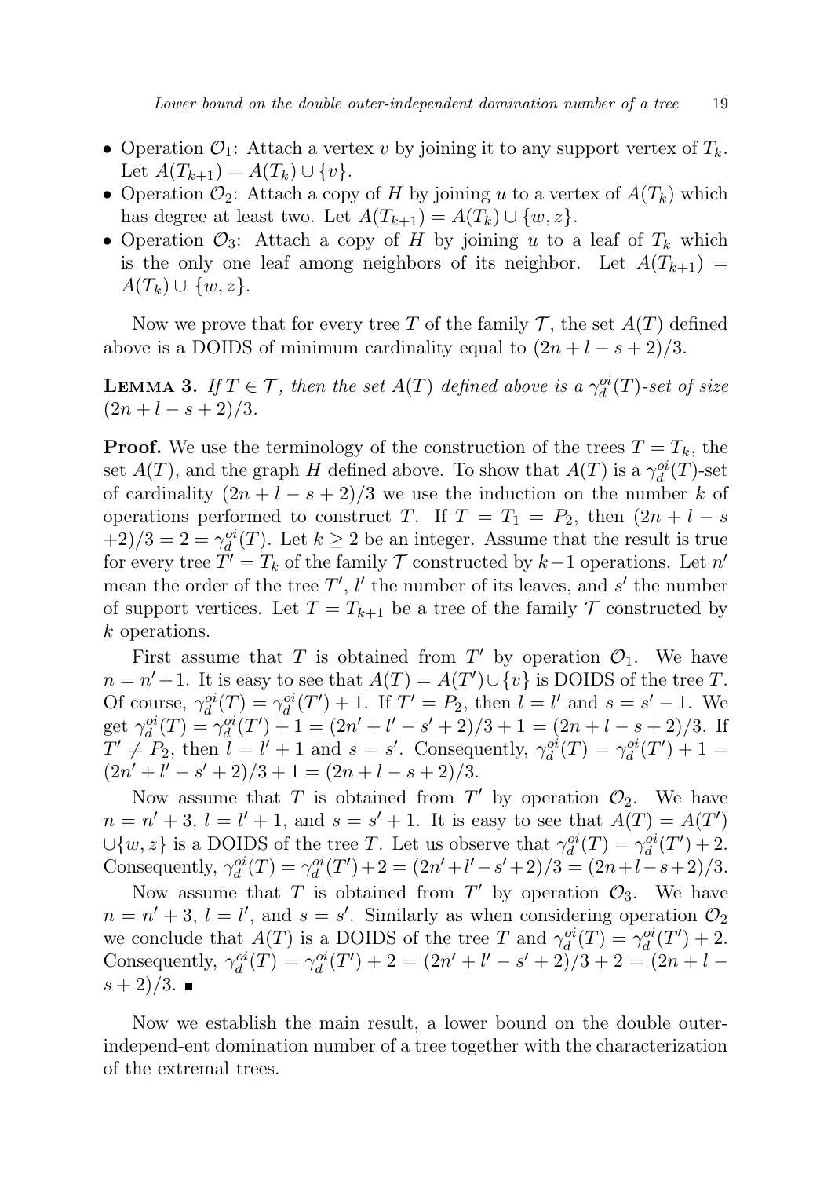- Operation $\mathcal{O}_1$: Attach a vertex $v$ by joining it to any support vertex of $T_k$. Let $A(T_{k+1}) = A(T_k) \cup \{v\}$.
- Operation $\mathcal{O}_2$: Attach a copy of $H$ by joining $u$ to a vertex of $A(T_k)$ which has degree at least two. Let $A(T_{k+1}) = A(T_k) \cup \{w, z\}$.
- Operation $\mathcal{O}_3$: Attach a copy of $H$ by joining $u$ to a leaf of $T_k$ which is the only one leaf among neighbors of its neighbor. Let $A(T_{k+1}) = A(T_k) \cup \{w, z\}$.

Now we prove that for every tree $T$ of the family $\mathcal{T}$, the set $A(T)$ defined above is a DOIDS of minimum cardinality equal to $(2n + l - s + 2)/3$.

**Lemma 3.** *If $T \in \mathcal{T}$, then the set $A(T)$ defined above is a $\gamma_d^{oi}(T)$-set of size $(2n + l - s + 2)/3$.*

**Proof.** We use the terminology of the construction of the trees $T = T_k$, the set $A(T)$, and the graph $H$ defined above. To show that $A(T)$ is a $\gamma_d^{oi}(T)$-set of cardinality $(2n + l - s + 2)/3$ we use the induction on the number $k$ of operations performed to construct $T$. If $T = T_1 = P_2$, then $(2n + l - s + 2)/3 = 2 = \gamma_d^{oi}(T)$. Let $k \geq 2$ be an integer. Assume that the result is true for every tree $T' = T_k$ of the family $\mathcal{T}$ constructed by $k-1$ operations. Let $n'$ mean the order of the tree $T'$, $l'$ the number of its leaves, and $s'$ the number of support vertices. Let $T = T_{k+1}$ be a tree of the family $\mathcal{T}$ constructed by $k$ operations.

First assume that $T$ is obtained from $T'$ by operation $\mathcal{O}_1$. We have $n = n' + 1$. It is easy to see that $A(T) = A(T') \cup \{v\}$ is DOIDS of the tree $T$. Of course, $\gamma_d^{oi}(T) = \gamma_d^{oi}(T') + 1$. If $T' = P_2$, then $l = l'$ and $s = s' - 1$. We get $\gamma_d^{oi}(T) = \gamma_d^{oi}(T') + 1 = (2n' + l' - s' + 2)/3 + 1 = (2n + l - s + 2)/3$. If $T' \neq P_2$, then $l = l' + 1$ and $s = s'$. Consequently, $\gamma_d^{oi}(T) = \gamma_d^{oi}(T') + 1 = (2n' + l' - s' + 2)/3 + 1 = (2n + l - s + 2)/3$.

Now assume that $T$ is obtained from $T'$ by operation $\mathcal{O}_2$. We have $n = n' + 3$, $l = l' + 1$, and $s = s' + 1$. It is easy to see that $A(T) = A(T') \cup \{w, z\}$ is a DOIDS of the tree $T$. Let us observe that $\gamma_d^{oi}(T) = \gamma_d^{oi}(T') + 2$. Consequently, $\gamma_d^{oi}(T) = \gamma_d^{oi}(T') + 2 = (2n' + l' - s' + 2)/3 = (2n + l - s + 2)/3$.

Now assume that $T$ is obtained from $T'$ by operation $\mathcal{O}_3$. We have $n = n' + 3$, $l = l'$, and $s = s'$. Similarly as when considering operation $\mathcal{O}_2$ we conclude that $A(T)$ is a DOIDS of the tree $T$ and $\gamma_d^{oi}(T) = \gamma_d^{oi}(T') + 2$. Consequently, $\gamma_d^{oi}(T) = \gamma_d^{oi}(T') + 2 = (2n' + l' - s' + 2)/3 + 2 = (2n + l - s + 2)/3$. ∎

Now we establish the main result, a lower bound on the double outer-independ-ent domination number of a tree together with the characterization of the extremal trees.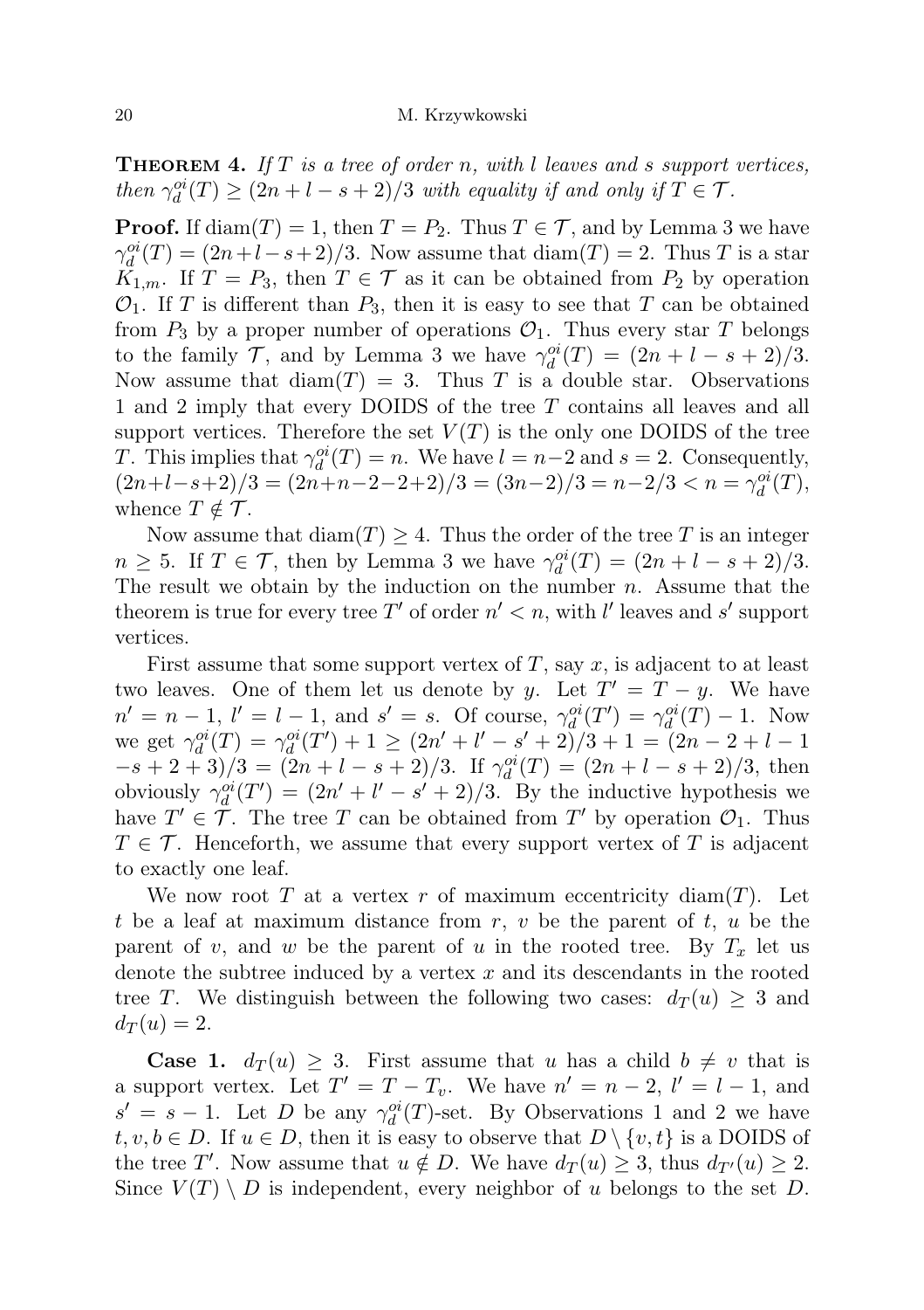**Theorem 4.** *If $T$ is a tree of order $n$, with $l$ leaves and $s$ support vertices, then $\gamma_d^{oi}(T) \geq (2n+l-s+2)/3$ with equality if and only if $T \in \mathcal{T}$.*

**Proof.** If $\text{diam}(T) = 1$, then $T = P_2$. Thus $T \in \mathcal{T}$, and by Lemma 3 we have $\gamma_d^{oi}(T) = (2n+l-s+2)/3$. Now assume that $\text{diam}(T) = 2$. Thus $T$ is a star $K_{1,m}$. If $T = P_3$, then $T \in \mathcal{T}$ as it can be obtained from $P_2$ by operation $\mathcal{O}_1$. If $T$ is different than $P_3$, then it is easy to see that $T$ can be obtained from $P_3$ by a proper number of operations $\mathcal{O}_1$. Thus every star $T$ belongs to the family $\mathcal{T}$, and by Lemma 3 we have $\gamma_d^{oi}(T) = (2n+l-s+2)/3$. Now assume that $\text{diam}(T) = 3$. Thus $T$ is a double star. Observations 1 and 2 imply that every DOIDS of the tree $T$ contains all leaves and all support vertices. Therefore the set $V(T)$ is the only one DOIDS of the tree $T$. This implies that $\gamma_d^{oi}(T) = n$. We have $l = n-2$ and $s = 2$. Consequently, $(2n+l-s+2)/3 = (2n+n-2-2+2)/3 = (3n-2)/3 = n-2/3 < n = \gamma_d^{oi}(T)$, whence $T \notin \mathcal{T}$.

Now assume that $\text{diam}(T) \geq 4$. Thus the order of the tree $T$ is an integer $n \geq 5$. If $T \in \mathcal{T}$, then by Lemma 3 we have $\gamma_d^{oi}(T) = (2n+l-s+2)/3$. The result we obtain by the induction on the number $n$. Assume that the theorem is true for every tree $T'$ of order $n' < n$, with $l'$ leaves and $s'$ support vertices.

First assume that some support vertex of $T$, say $x$, is adjacent to at least two leaves. One of them let us denote by $y$. Let $T' = T - y$. We have $n' = n-1$, $l' = l-1$, and $s' = s$. Of course, $\gamma_d^{oi}(T') = \gamma_d^{oi}(T) - 1$. Now we get $\gamma_d^{oi}(T) = \gamma_d^{oi}(T') + 1 \geq (2n'+l'-s'+2)/3 + 1 = (2n-2+l-1-s+2+3)/3 = (2n+l-s+2)/3$. If $\gamma_d^{oi}(T) = (2n+l-s+2)/3$, then obviously $\gamma_d^{oi}(T') = (2n'+l'-s'+2)/3$. By the inductive hypothesis we have $T' \in \mathcal{T}$. The tree $T$ can be obtained from $T'$ by operation $\mathcal{O}_1$. Thus $T \in \mathcal{T}$. Henceforth, we assume that every support vertex of $T$ is adjacent to exactly one leaf.

We now root $T$ at a vertex $r$ of maximum eccentricity $\text{diam}(T)$. Let $t$ be a leaf at maximum distance from $r$, $v$ be the parent of $t$, $u$ be the parent of $v$, and $w$ be the parent of $u$ in the rooted tree. By $T_x$ let us denote the subtree induced by a vertex $x$ and its descendants in the rooted tree $T$. We distinguish between the following two cases: $d_T(u) \geq 3$ and $d_T(u) = 2$.

**Case 1.** $d_T(u) \geq 3$. First assume that $u$ has a child $b \neq v$ that is a support vertex. Let $T' = T - T_v$. We have $n' = n-2$, $l' = l-1$, and $s' = s-1$. Let $D$ be any $\gamma_d^{oi}(T)$-set. By Observations 1 and 2 we have $t, v, b \in D$. If $u \in D$, then it is easy to observe that $D \setminus \{v, t\}$ is a DOIDS of the tree $T'$. Now assume that $u \notin D$. We have $d_T(u) \geq 3$, thus $d_{T'}(u) \geq 2$. Since $V(T) \setminus D$ is independent, every neighbor of $u$ belongs to the set $D$.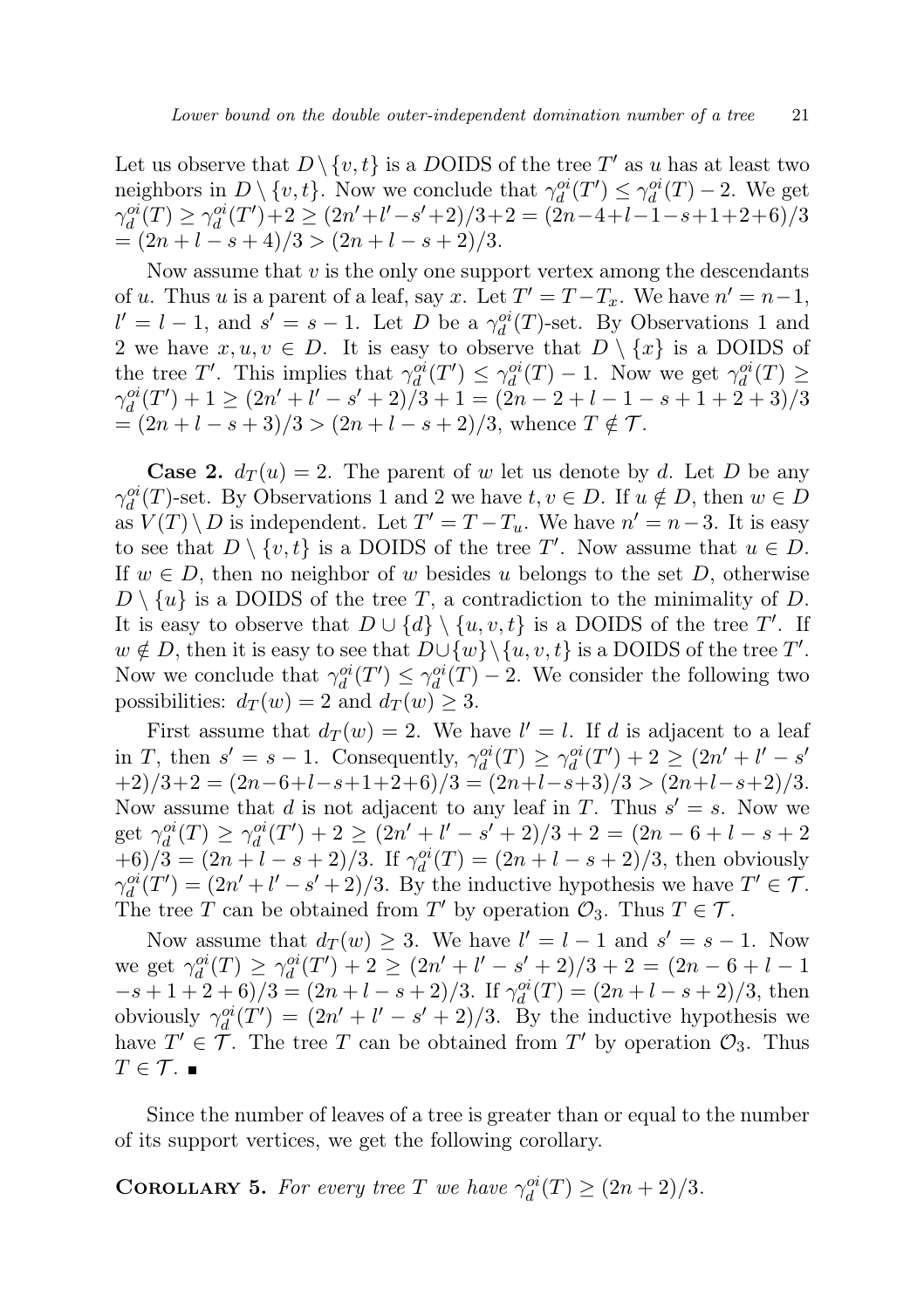Let us observe that $D \setminus \{v, t\}$ is a $D$OIDS of the tree $T'$ as $u$ has at least two neighbors in $D \setminus \{v, t\}$. Now we conclude that $\gamma_d^{oi}(T') \leq \gamma_d^{oi}(T) - 2$. We get $\gamma_d^{oi}(T) \geq \gamma_d^{oi}(T') + 2 \geq (2n' + l' - s' + 2)/3 + 2 = (2n - 4 + l - 1 - s + 1 + 2 + 6)/3 = (2n + l - s + 4)/3 > (2n + l - s + 2)/3$.

Now assume that $v$ is the only one support vertex among the descendants of $u$. Thus $u$ is a parent of a leaf, say $x$. Let $T' = T - T_x$. We have $n' = n - 1$, $l' = l - 1$, and $s' = s - 1$. Let $D$ be a $\gamma_d^{oi}(T)$-set. By Observations 1 and 2 we have $x, u, v \in D$. It is easy to observe that $D \setminus \{x\}$ is a DOIDS of the tree $T'$. This implies that $\gamma_d^{oi}(T') \leq \gamma_d^{oi}(T) - 1$. Now we get $\gamma_d^{oi}(T) \geq \gamma_d^{oi}(T') + 1 \geq (2n' + l' - s' + 2)/3 + 1 = (2n - 2 + l - 1 - s + 1 + 2 + 3)/3 = (2n + l - s + 3)/3 > (2n + l - s + 2)/3$, whence $T \notin \mathcal{T}$.

**Case 2.** $d_T(u) = 2$. The parent of $w$ let us denote by $d$. Let $D$ be any $\gamma_d^{oi}(T)$-set. By Observations 1 and 2 we have $t, v \in D$. If $u \notin D$, then $w \in D$ as $V(T) \setminus D$ is independent. Let $T' = T - T_u$. We have $n' = n - 3$. It is easy to see that $D \setminus \{v, t\}$ is a DOIDS of the tree $T'$. Now assume that $u \in D$. If $w \in D$, then no neighbor of $w$ besides $u$ belongs to the set $D$, otherwise $D \setminus \{u\}$ is a DOIDS of the tree $T$, a contradiction to the minimality of $D$. It is easy to observe that $D \cup \{d\} \setminus \{u, v, t\}$ is a DOIDS of the tree $T'$. If $w \notin D$, then it is easy to see that $D \cup \{w\} \setminus \{u, v, t\}$ is a DOIDS of the tree $T'$. Now we conclude that $\gamma_d^{oi}(T') \leq \gamma_d^{oi}(T) - 2$. We consider the following two possibilities: $d_T(w) = 2$ and $d_T(w) \geq 3$.

First assume that $d_T(w) = 2$. We have $l' = l$. If $d$ is adjacent to a leaf in $T$, then $s' = s - 1$. Consequently, $\gamma_d^{oi}(T) \geq \gamma_d^{oi}(T') + 2 \geq (2n' + l' - s' + 2)/3 + 2 = (2n - 6 + l - s + 1 + 2 + 6)/3 = (2n + l - s + 3)/3 > (2n + l - s + 2)/3$. Now assume that $d$ is not adjacent to any leaf in $T$. Thus $s' = s$. Now we get $\gamma_d^{oi}(T) \geq \gamma_d^{oi}(T') + 2 \geq (2n' + l' - s' + 2)/3 + 2 = (2n - 6 + l - s + 2 + 6)/3 = (2n + l - s + 2)/3$. If $\gamma_d^{oi}(T) = (2n + l - s + 2)/3$, then obviously $\gamma_d^{oi}(T') = (2n' + l' - s' + 2)/3$. By the inductive hypothesis we have $T' \in \mathcal{T}$. The tree $T$ can be obtained from $T'$ by operation $\mathcal{O}_3$. Thus $T \in \mathcal{T}$.

Now assume that $d_T(w) \geq 3$. We have $l' = l - 1$ and $s' = s - 1$. Now we get $\gamma_d^{oi}(T) \geq \gamma_d^{oi}(T') + 2 \geq (2n' + l' - s' + 2)/3 + 2 = (2n - 6 + l - 1 - s + 1 + 2 + 6)/3 = (2n + l - s + 2)/3$. If $\gamma_d^{oi}(T) = (2n + l - s + 2)/3$, then obviously $\gamma_d^{oi}(T') = (2n' + l' - s' + 2)/3$. By the inductive hypothesis we have $T' \in \mathcal{T}$. The tree $T$ can be obtained from $T'$ by operation $\mathcal{O}_3$. Thus $T \in \mathcal{T}$. ∎

Since the number of leaves of a tree is greater than or equal to the number of its support vertices, we get the following corollary.

**Corollary 5.** *For every tree $T$ we have $\gamma_d^{oi}(T) \geq (2n + 2)/3$.*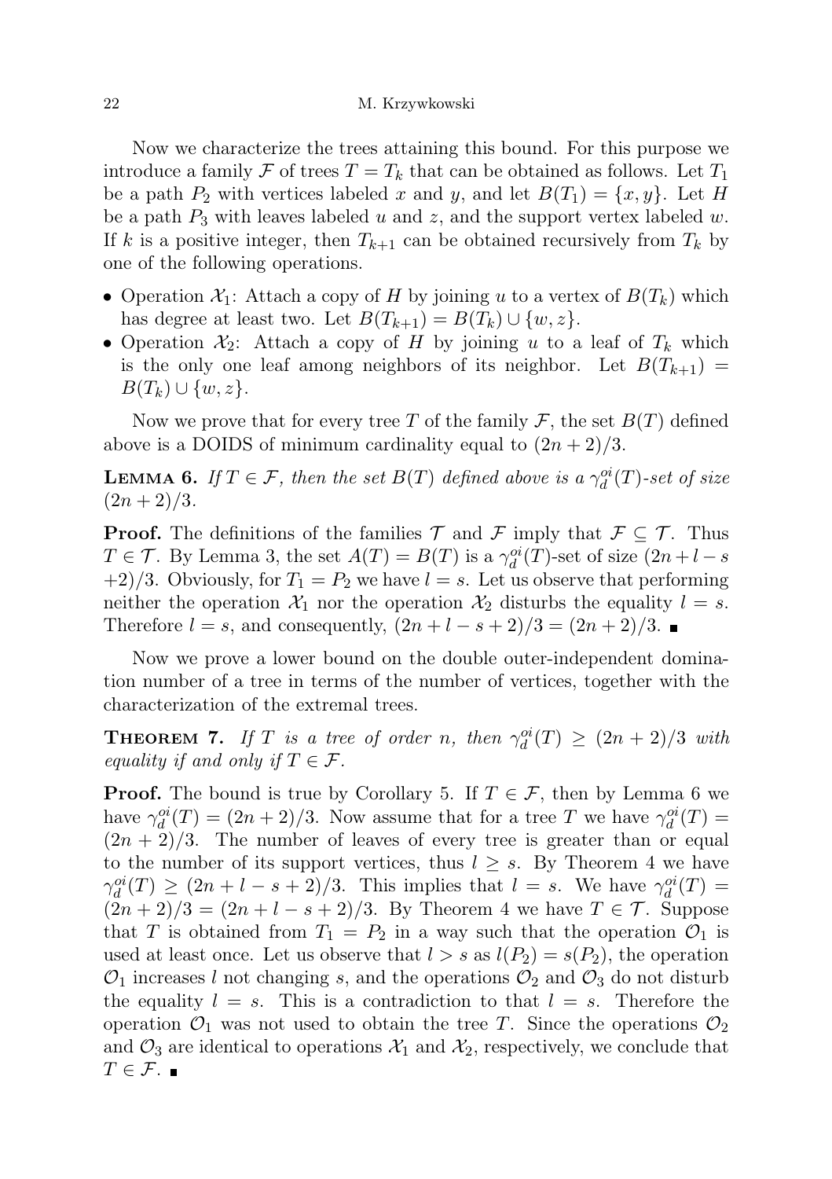Now we characterize the trees attaining this bound. For this purpose we introduce a family $\mathcal{F}$ of trees $T = T_k$ that can be obtained as follows. Let $T_1$ be a path $P_2$ with vertices labeled $x$ and $y$, and let $B(T_1) = \{x, y\}$. Let $H$ be a path $P_3$ with leaves labeled $u$ and $z$, and the support vertex labeled $w$. If $k$ is a positive integer, then $T_{k+1}$ can be obtained recursively from $T_k$ by one of the following operations.

- Operation $\mathcal{X}_1$: Attach a copy of $H$ by joining $u$ to a vertex of $B(T_k)$ which has degree at least two. Let $B(T_{k+1}) = B(T_k) \cup \{w, z\}$.
- Operation $\mathcal{X}_2$: Attach a copy of $H$ by joining $u$ to a leaf of $T_k$ which is the only one leaf among neighbors of its neighbor. Let $B(T_{k+1}) = B(T_k) \cup \{w, z\}$.

Now we prove that for every tree $T$ of the family $\mathcal{F}$, the set $B(T)$ defined above is a DOIDS of minimum cardinality equal to $(2n + 2)/3$.

**Lemma 6.** *If $T \in \mathcal{F}$, then the set $B(T)$ defined above is a $\gamma_d^{oi}(T)$-set of size $(2n + 2)/3$.*

**Proof.** The definitions of the families $\mathcal{T}$ and $\mathcal{F}$ imply that $\mathcal{F} \subseteq \mathcal{T}$. Thus $T \in \mathcal{T}$. By Lemma 3, the set $A(T) = B(T)$ is a $\gamma_d^{oi}(T)$-set of size $(2n + l - s + 2)/3$. Obviously, for $T_1 = P_2$ we have $l = s$. Let us observe that performing neither the operation $\mathcal{X}_1$ nor the operation $\mathcal{X}_2$ disturbs the equality $l = s$. Therefore $l = s$, and consequently, $(2n + l - s + 2)/3 = (2n + 2)/3$. ■

Now we prove a lower bound on the double outer-independent domination number of a tree in terms of the number of vertices, together with the characterization of the extremal trees.

**Theorem 7.** *If $T$ is a tree of order $n$, then $\gamma_d^{oi}(T) \geq (2n + 2)/3$ with equality if and only if $T \in \mathcal{F}$.*

**Proof.** The bound is true by Corollary 5. If $T \in \mathcal{F}$, then by Lemma 6 we have $\gamma_d^{oi}(T) = (2n + 2)/3$. Now assume that for a tree $T$ we have $\gamma_d^{oi}(T) = (2n + 2)/3$. The number of leaves of every tree is greater than or equal to the number of its support vertices, thus $l \geq s$. By Theorem 4 we have $\gamma_d^{oi}(T) \geq (2n + l - s + 2)/3$. This implies that $l = s$. We have $\gamma_d^{oi}(T) = (2n + 2)/3 = (2n + l - s + 2)/3$. By Theorem 4 we have $T \in \mathcal{T}$. Suppose that $T$ is obtained from $T_1 = P_2$ in a way such that the operation $\mathcal{O}_1$ is used at least once. Let us observe that $l > s$ as $l(P_2) = s(P_2)$, the operation $\mathcal{O}_1$ increases $l$ not changing $s$, and the operations $\mathcal{O}_2$ and $\mathcal{O}_3$ do not disturb the equality $l = s$. This is a contradiction to that $l = s$. Therefore the operation $\mathcal{O}_1$ was not used to obtain the tree $T$. Since the operations $\mathcal{O}_2$ and $\mathcal{O}_3$ are identical to operations $\mathcal{X}_1$ and $\mathcal{X}_2$, respectively, we conclude that $T \in \mathcal{F}$. ■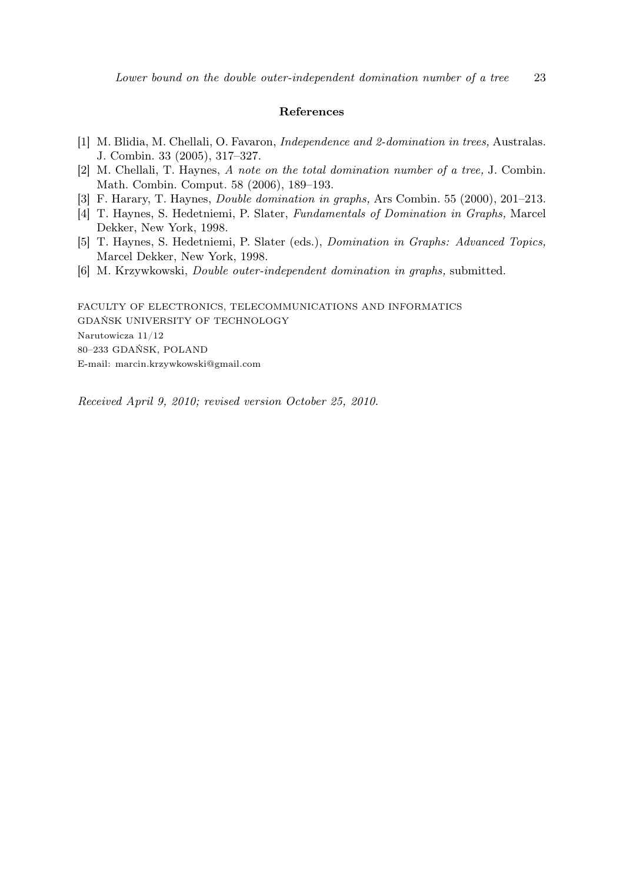## References

[1] M. Blidia, M. Chellali, O. Favaron, *Independence and 2-domination in trees,* Australas. J. Combin. 33 (2005), 317–327.

[2] M. Chellali, T. Haynes, *A note on the total domination number of a tree,* J. Combin. Math. Combin. Comput. 58 (2006), 189–193.

[3] F. Harary, T. Haynes, *Double domination in graphs,* Ars Combin. 55 (2000), 201–213.

[4] T. Haynes, S. Hedetniemi, P. Slater, *Fundamentals of Domination in Graphs,* Marcel Dekker, New York, 1998.

[5] T. Haynes, S. Hedetniemi, P. Slater (eds.), *Domination in Graphs: Advanced Topics,* Marcel Dekker, New York, 1998.

[6] M. Krzywkowski, *Double outer-independent domination in graphs,* submitted.

Faculty of Electronics, Telecommunications and Informatics
Gdańsk University of Technology
Narutowicza 11/12
80–233 Gdańsk, Poland
E-mail: marcin.krzywkowski@gmail.com

*Received April 9, 2010; revised version October 25, 2010.*